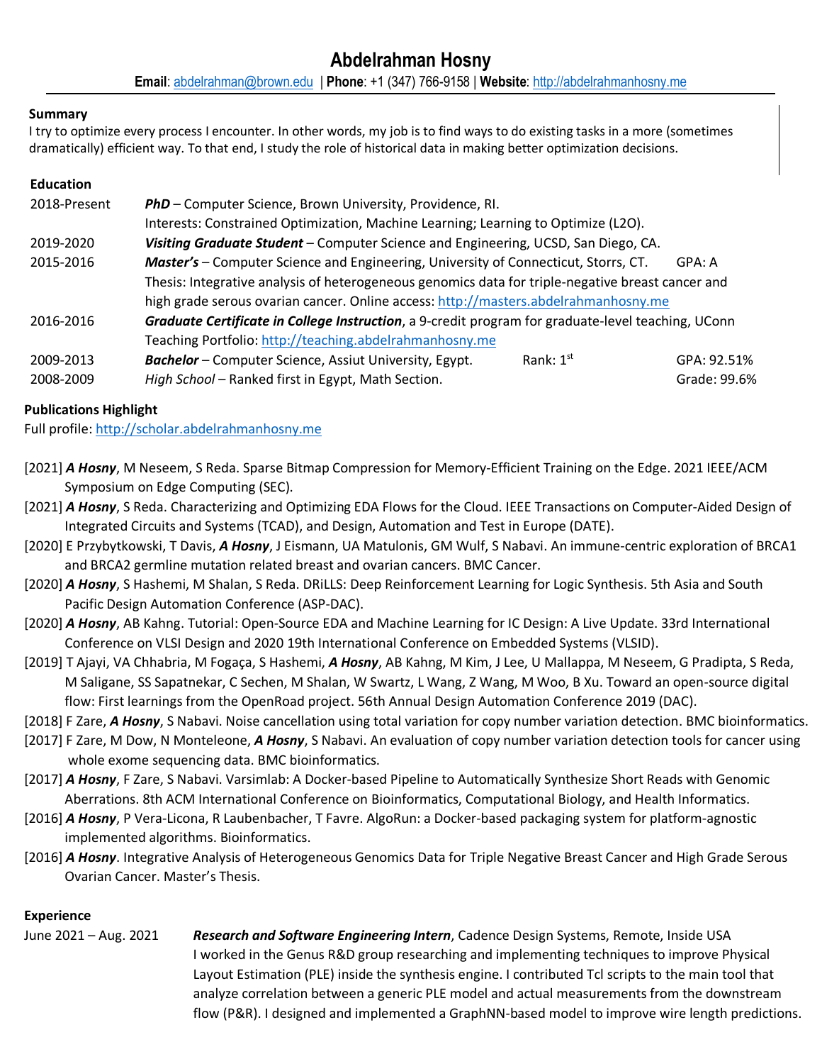# Abdelrahman Hosny

**Email**: abdelrahman@brown.edu | **Phone**: +1 (347) 766-9158 | **Website**: http://abdelrahmanhosny.me

## Summary

I try to optimize every process I encounter. In other words, my job is to find ways to do existing tasks in a more (sometimes dramatically) efficient way. To that end, I study the role of historical data in making better optimization decisions.

## Education

| | | | |
|---|---|---|---|
| 2018-Present | ***PhD*** – Computer Science, Brown University, Providence, RI.<br>Interests: Constrained Optimization, Machine Learning; Learning to Optimize (L2O). | | |
| 2019-2020 | ***Visiting Graduate Student*** – Computer Science and Engineering, UCSD, San Diego, CA. | | |
| 2015-2016 | ***Master's*** – Computer Science and Engineering, University of Connecticut, Storrs, CT.<br>Thesis: Integrative analysis of heterogeneous genomics data for triple-negative breast cancer and high grade serous ovarian cancer. Online access: http://masters.abdelrahmanhosny.me | | GPA: A |
| 2016-2016 | ***Graduate Certificate in College Instruction***, a 9-credit program for graduate-level teaching, UConn<br>Teaching Portfolio: http://teaching.abdelrahmanhosny.me | | |
| 2009-2013 | ***Bachelor*** – Computer Science, Assiut University, Egypt. | Rank: 1st | GPA: 92.51% |
| 2008-2009 | *High School* – Ranked first in Egypt, Math Section. | | Grade: 99.6% |

## Publications Highlight

Full profile: http://scholar.abdelrahmanhosny.me

[2021] ***A Hosny***, M Neseem, S Reda. Sparse Bitmap Compression for Memory-Efficient Training on the Edge. 2021 IEEE/ACM Symposium on Edge Computing (SEC).

[2021] ***A Hosny***, S Reda. Characterizing and Optimizing EDA Flows for the Cloud. IEEE Transactions on Computer-Aided Design of Integrated Circuits and Systems (TCAD), and Design, Automation and Test in Europe (DATE).

[2020] E Przybytkowski, T Davis, ***A Hosny***, J Eismann, UA Matulonis, GM Wulf, S Nabavi. An immune-centric exploration of BRCA1 and BRCA2 germline mutation related breast and ovarian cancers. BMC Cancer.

[2020] ***A Hosny***, S Hashemi, M Shalan, S Reda. DRiLLS: Deep Reinforcement Learning for Logic Synthesis. 5th Asia and South Pacific Design Automation Conference (ASP-DAC).

[2020] ***A Hosny***, AB Kahng. Tutorial: Open-Source EDA and Machine Learning for IC Design: A Live Update. 33rd International Conference on VLSI Design and 2020 19th International Conference on Embedded Systems (VLSID).

[2019] T Ajayi, VA Chhabria, M Fogaça, S Hashemi, ***A Hosny***, AB Kahng, M Kim, J Lee, U Mallappa, M Neseem, G Pradipta, S Reda, M Saligane, SS Sapatnekar, C Sechen, M Shalan, W Swartz, L Wang, Z Wang, M Woo, B Xu. Toward an open-source digital flow: First learnings from the OpenRoad project. 56th Annual Design Automation Conference 2019 (DAC).

[2018] F Zare, ***A Hosny***, S Nabavi. Noise cancellation using total variation for copy number variation detection. BMC bioinformatics.

[2017] F Zare, M Dow, N Monteleone, ***A Hosny***, S Nabavi. An evaluation of copy number variation detection tools for cancer using whole exome sequencing data. BMC bioinformatics.

[2017] ***A Hosny***, F Zare, S Nabavi. Varsimlab: A Docker-based Pipeline to Automatically Synthesize Short Reads with Genomic Aberrations. 8th ACM International Conference on Bioinformatics, Computational Biology, and Health Informatics.

[2016] ***A Hosny***, P Vera-Licona, R Laubenbacher, T Favre. AlgoRun: a Docker-based packaging system for platform-agnostic implemented algorithms. Bioinformatics.

[2016] ***A Hosny***. Integrative Analysis of Heterogeneous Genomics Data for Triple Negative Breast Cancer and High Grade Serous Ovarian Cancer. Master's Thesis.

## Experience

**June 2021 – Aug. 2021** — ***Research and Software Engineering Intern***, Cadence Design Systems, Remote, Inside USA

I worked in the Genus R&D group researching and implementing techniques to improve Physical Layout Estimation (PLE) inside the synthesis engine. I contributed Tcl scripts to the main tool that analyze correlation between a generic PLE model and actual measurements from the downstream flow (P&R). I designed and implemented a GraphNN-based model to improve wire length predictions.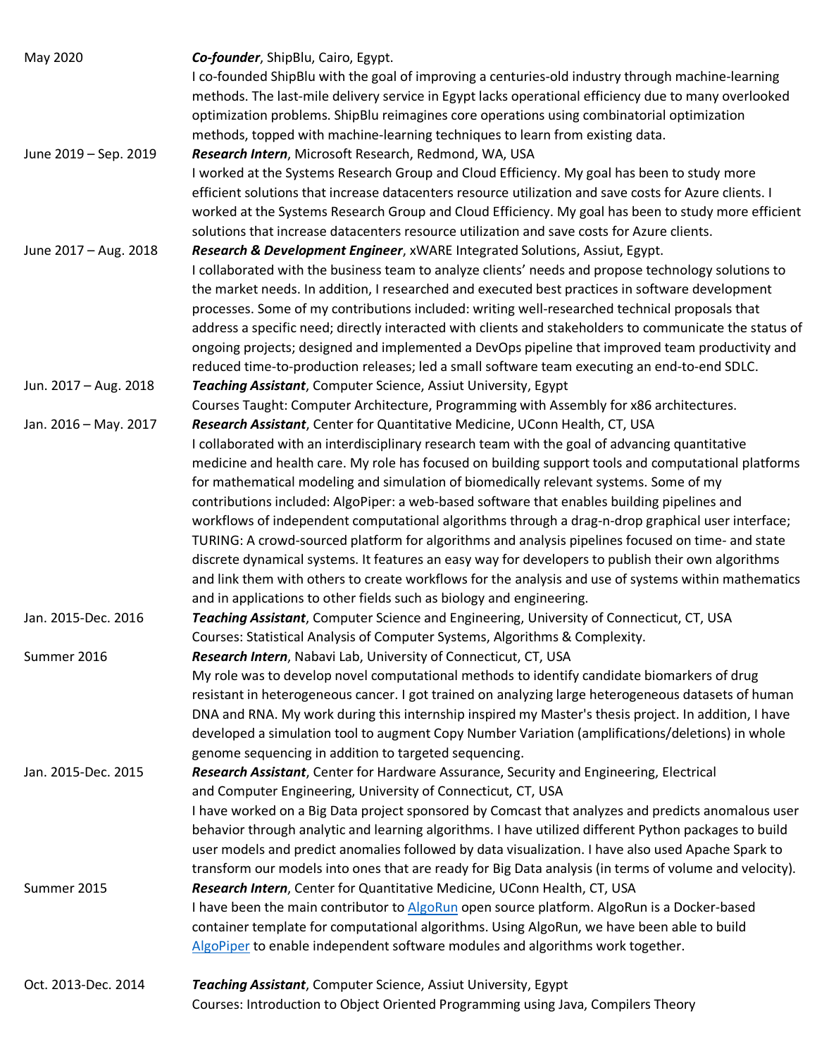May 2020 — ***Co-founder***, ShipBlu, Cairo, Egypt.
I co-founded ShipBlu with the goal of improving a centuries-old industry through machine-learning methods. The last-mile delivery service in Egypt lacks operational efficiency due to many overlooked optimization problems. ShipBlu reimagines core operations using combinatorial optimization methods, topped with machine-learning techniques to learn from existing data.

June 2019 – Sep. 2019 — ***Research Intern***, Microsoft Research, Redmond, WA, USA
I worked at the Systems Research Group and Cloud Efficiency. My goal has been to study more efficient solutions that increase datacenters resource utilization and save costs for Azure clients. I worked at the Systems Research Group and Cloud Efficiency. My goal has been to study more efficient solutions that increase datacenters resource utilization and save costs for Azure clients.

June 2017 – Aug. 2018 — ***Research & Development Engineer***, xWARE Integrated Solutions, Assiut, Egypt.
I collaborated with the business team to analyze clients' needs and propose technology solutions to the market needs. In addition, I researched and executed best practices in software development processes. Some of my contributions included: writing well-researched technical proposals that address a specific need; directly interacted with clients and stakeholders to communicate the status of ongoing projects; designed and implemented a DevOps pipeline that improved team productivity and reduced time-to-production releases; led a small software team executing an end-to-end SDLC.

Jun. 2017 – Aug. 2018 — ***Teaching Assistant***, Computer Science, Assiut University, Egypt
Courses Taught: Computer Architecture, Programming with Assembly for x86 architectures.

Jan. 2016 – May. 2017 — ***Research Assistant***, Center for Quantitative Medicine, UConn Health, CT, USA
I collaborated with an interdisciplinary research team with the goal of advancing quantitative medicine and health care. My role has focused on building support tools and computational platforms for mathematical modeling and simulation of biomedically relevant systems. Some of my contributions included: AlgoPiper: a web-based software that enables building pipelines and workflows of independent computational algorithms through a drag-n-drop graphical user interface; TURING: A crowd-sourced platform for algorithms and analysis pipelines focused on time- and state discrete dynamical systems. It features an easy way for developers to publish their own algorithms and link them with others to create workflows for the analysis and use of systems within mathematics and in applications to other fields such as biology and engineering.

Jan. 2015-Dec. 2016 — ***Teaching Assistant***, Computer Science and Engineering, University of Connecticut, CT, USA
Courses: Statistical Analysis of Computer Systems, Algorithms & Complexity.

Summer 2016 — ***Research Intern***, Nabavi Lab, University of Connecticut, CT, USA
My role was to develop novel computational methods to identify candidate biomarkers of drug resistant in heterogeneous cancer. I got trained on analyzing large heterogeneous datasets of human DNA and RNA. My work during this internship inspired my Master's thesis project. In addition, I have developed a simulation tool to augment Copy Number Variation (amplifications/deletions) in whole genome sequencing in addition to targeted sequencing.

Jan. 2015-Dec. 2015 — ***Research Assistant***, Center for Hardware Assurance, Security and Engineering, Electrical and Computer Engineering, University of Connecticut, CT, USA
I have worked on a Big Data project sponsored by Comcast that analyzes and predicts anomalous user behavior through analytic and learning algorithms. I have utilized different Python packages to build user models and predict anomalies followed by data visualization. I have also used Apache Spark to transform our models into ones that are ready for Big Data analysis (in terms of volume and velocity).

Summer 2015 — ***Research Intern***, Center for Quantitative Medicine, UConn Health, CT, USA
I have been the main contributor to AlgoRun open source platform. AlgoRun is a Docker-based container template for computational algorithms. Using AlgoRun, we have been able to build AlgoPiper to enable independent software modules and algorithms work together.

Oct. 2013-Dec. 2014 — ***Teaching Assistant***, Computer Science, Assiut University, Egypt
Courses: Introduction to Object Oriented Programming using Java, Compilers Theory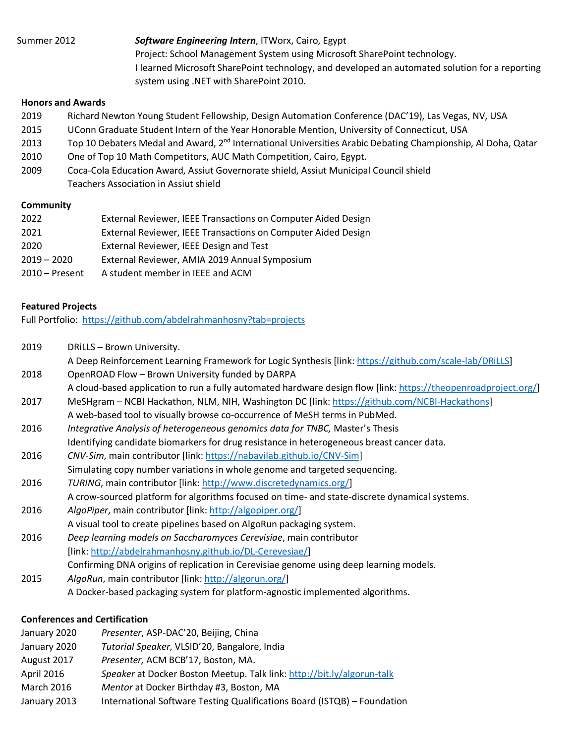Summer 2012 ***Software Engineering Intern***, ITWorx, Cairo, Egypt
Project: School Management System using Microsoft SharePoint technology.
I learned Microsoft SharePoint technology, and developed an automated solution for a reporting system using .NET with SharePoint 2010.

**Honors and Awards**

2019 Richard Newton Young Student Fellowship, Design Automation Conference (DAC'19), Las Vegas, NV, USA
2015 UConn Graduate Student Intern of the Year Honorable Mention, University of Connecticut, USA
2013 Top 10 Debaters Medal and Award, 2nd International Universities Arabic Debating Championship, Al Doha, Qatar
2010 One of Top 10 Math Competitors, AUC Math Competition, Cairo, Egypt.
2009 Coca-Cola Education Award, Assiut Governorate shield, Assiut Municipal Council shield
Teachers Association in Assiut shield

**Community**

2022 External Reviewer, IEEE Transactions on Computer Aided Design
2021 External Reviewer, IEEE Transactions on Computer Aided Design
2020 External Reviewer, IEEE Design and Test
2019 – 2020 External Reviewer, AMIA 2019 Annual Symposium
2010 – Present A student member in IEEE and ACM

**Featured Projects**

Full Portfolio: https://github.com/abdelrahmanhosny?tab=projects

2019 DRiLLS – Brown University.
A Deep Reinforcement Learning Framework for Logic Synthesis [link: https://github.com/scale-lab/DRiLLS]
2018 OpenROAD Flow – Brown University funded by DARPA
A cloud-based application to run a fully automated hardware design flow [link: https://theopenroadproject.org/]
2017 MeSHgram – NCBI Hackathon, NLM, NIH, Washington DC [link: https://github.com/NCBI-Hackathons]
A web-based tool to visually browse co-occurrence of MeSH terms in PubMed.
2016 *Integrative Analysis of heterogeneous genomics data for TNBC,* Master's Thesis
Identifying candidate biomarkers for drug resistance in heterogeneous breast cancer data.
2016 *CNV-Sim*, main contributor [link: https://nabavilab.github.io/CNV-Sim]
Simulating copy number variations in whole genome and targeted sequencing.
2016 *TURING*, main contributor [link: http://www.discretedynamics.org/]
A crow-sourced platform for algorithms focused on time- and state-discrete dynamical systems.
2016 *AlgoPiper*, main contributor [link: http://algopiper.org/]
A visual tool to create pipelines based on AlgoRun packaging system.
2016 *Deep learning models on Saccharomyces Cerevisiae*, main contributor
[link: http://abdelrahmanhosny.github.io/DL-Cerevesiae/]
Confirming DNA origins of replication in Cerevisiae genome using deep learning models.
2015 *AlgoRun*, main contributor [link: http://algorun.org/]
A Docker-based packaging system for platform-agnostic implemented algorithms.

**Conferences and Certification**

January 2020 *Presenter*, ASP-DAC'20, Beijing, China
January 2020 *Tutorial Speaker*, VLSID'20, Bangalore, India
August 2017 *Presenter,* ACM BCB'17, Boston, MA.
April 2016 *Speaker* at Docker Boston Meetup. Talk link: http://bit.ly/algorun-talk
March 2016 *Mentor* at Docker Birthday #3, Boston, MA
January 2013 International Software Testing Qualifications Board (ISTQB) – Foundation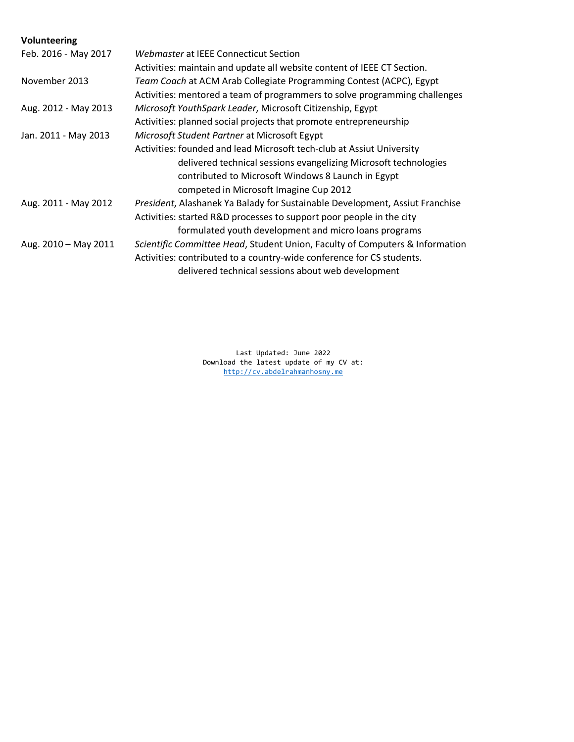**Volunteering**

| | |
|---|---|
| Feb. 2016 - May 2017 | *Webmaster* at IEEE Connecticut Section<br>Activities: maintain and update all website content of IEEE CT Section. |
| November 2013 | *Team Coach* at ACM Arab Collegiate Programming Contest (ACPC), Egypt<br>Activities: mentored a team of programmers to solve programming challenges |
| Aug. 2012 - May 2013 | *Microsoft YouthSpark Leader*, Microsoft Citizenship, Egypt<br>Activities: planned social projects that promote entrepreneurship |
| Jan. 2011 - May 2013 | *Microsoft Student Partner* at Microsoft Egypt<br>Activities: founded and lead Microsoft tech-club at Assiut University<br>delivered technical sessions evangelizing Microsoft technologies<br>contributed to Microsoft Windows 8 Launch in Egypt<br>competed in Microsoft Imagine Cup 2012 |
| Aug. 2011 - May 2012 | *President*, Alashanek Ya Balady for Sustainable Development, Assiut Franchise<br>Activities: started R&D processes to support poor people in the city<br>formulated youth development and micro loans programs |
| Aug. 2010 – May 2011 | *Scientific Committee Head*, Student Union, Faculty of Computers & Information<br>Activities: contributed to a country-wide conference for CS students.<br>delivered technical sessions about web development |

Last Updated: June 2022
Download the latest update of my CV at:
http://cv.abdelrahmanhosny.me